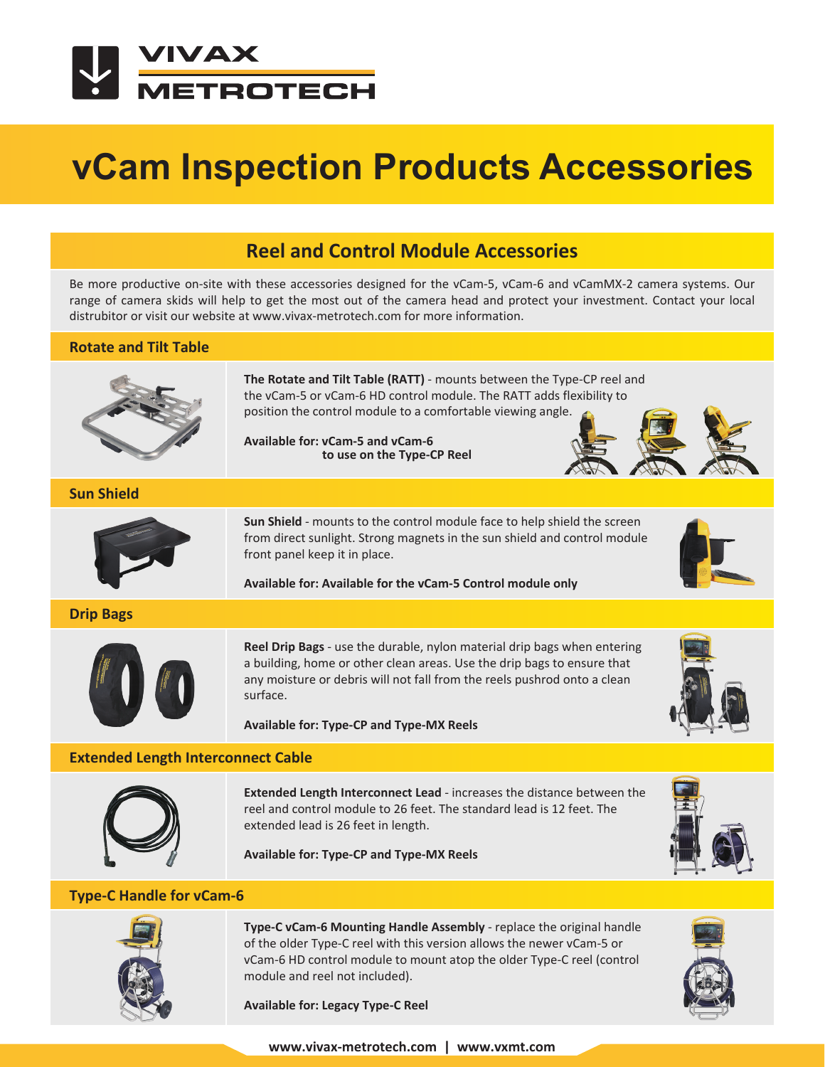# vCam Inspection Products Accessories

## Reel and Control Module Accessories

Be more productive on-site with these accessories designed for the vCam-5, vCam-6 and vCamMX-2 camera systems. Our range of camera skids will help to get the most out of the camera head and protect your investment. Contact your local distrubitor or visit our website at www.vivax-metrotech.com for more information.

### Rotate and Tilt Table

**The Rotate and Tilt Table (RATT)** - mounts between the Type-CP reel and the vCam-5 or vCam-6 HD control module. The RATT adds flexibility to position the control module to a comfortable viewing angle.

**Available for: vCam-5 and vCam-6 to use on the Type-CP Reel**

### Sun Shield

**Sun Shield** - mounts to the control module face to help shield the screen from direct sunlight. Strong magnets in the sun shield and control module front panel keep it in place.

**Available for: Available for the vCam-5 Control module only**

### Drip Bags

**Reel Drip Bags** - use the durable, nylon material drip bags when entering a building, home or other clean areas. Use the drip bags to ensure that any moisture or debris will not fall from the reels pushrod onto a clean surface.

**Available for: Type-CP and Type-MX Reels**

### Extended Length Interconnect Cable

**Extended Length Interconnect Lead** - increases the distance between the reel and control module to 26 feet. The standard lead is 12 feet. The extended lead is 26 feet in length.

**Available for: Type-CP and Type-MX Reels**

### Type-C Handle for vCam-6

**Type-C vCam-6 Mounting Handle Assembly** - replace the original handle of the older Type-C reel with this version allows the newer vCam-5 or vCam-6 HD control module to mount atop the older Type-C reel (control module and reel not included).

**Available for: Legacy Type-C Reel**

www.vivax-metrotech.com | www.vxmt.com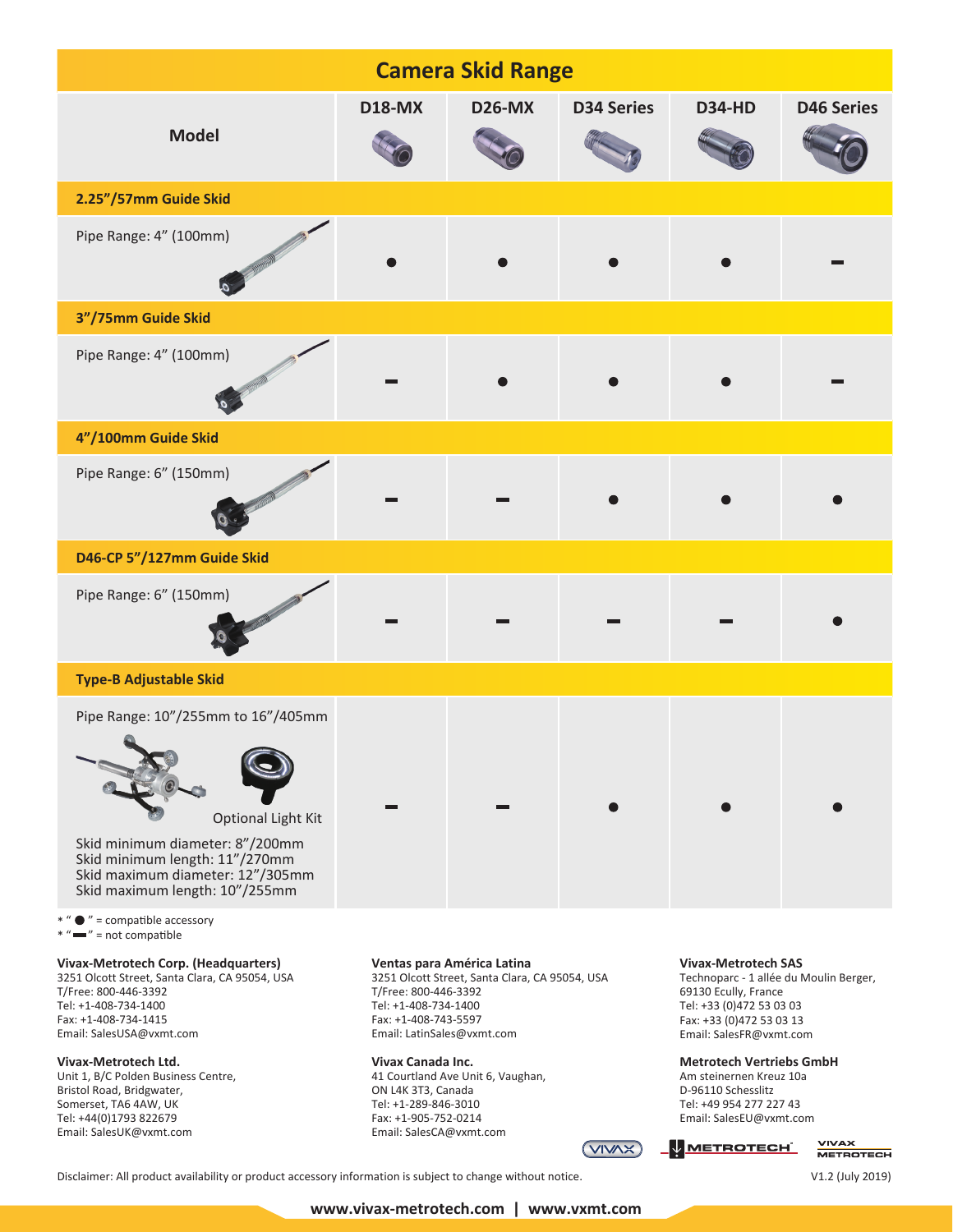## Camera Skid Range

| Model | D18-MX | D26-MX | D34 Series | D34-HD | D46 Series |
|---|---|---|---|---|---|
| **2.25"/57mm Guide Skid** | | | | | |
| Pipe Range: 4" (100mm) | ● | ● | ● | ● | ▬ |
| **3"/75mm Guide Skid** | | | | | |
| Pipe Range: 4" (100mm) | ▬ | ● | ● | ● | ▬ |
| **4"/100mm Guide Skid** | | | | | |
| Pipe Range: 6" (150mm) | ▬ | ▬ | ● | ● | ● |
| **D46-CP 5"/127mm Guide Skid** | | | | | |
| Pipe Range: 6" (150mm) | ▬ | ▬ | ▬ | ▬ | ● |
| **Type-B Adjustable Skid** | | | | | |
| Pipe Range: 10"/255mm to 16"/405mm<br>Optional Light Kit<br>Skid minimum diameter: 8"/200mm<br>Skid minimum length: 11"/270mm<br>Skid maximum diameter: 12"/305mm<br>Skid maximum length: 10"/255mm | ▬ | ▬ | ● | ● | ● |

* " ● " = compatible accessory
* " ▬ " = not compatible

**Vivax-Metrotech Corp. (Headquarters)**
3251 Olcott Street, Santa Clara, CA 95054, USA
T/Free: 800-446-3392
Tel: +1-408-734-1400
Fax: +1-408-734-1415
Email: SalesUSA@vxmt.com

**Vivax-Metrotech Ltd.**
Unit 1, B/C Polden Business Centre,
Bristol Road, Bridgwater,
Somerset, TA6 4AW, UK
Tel: +44(0)1793 822679
Email: SalesUK@vxmt.com

**Ventas para América Latina**
3251 Olcott Street, Santa Clara, CA 95054, USA
T/Free: 800-446-3392
Tel: +1-408-734-1400
Fax: +1-408-743-5597
Email: LatinSales@vxmt.com

**Vivax Canada Inc.**
41 Courtland Ave Unit 6, Vaughan,
ON L4K 3T3, Canada
Tel: +1-289-846-3010
Fax: +1-905-752-0214
Email: SalesCA@vxmt.com

**Vivax-Metrotech SAS**
Technoparc - 1 allée du Moulin Berger,
69130 Ecully, France
Tel: +33 (0)472 53 03 03
Fax: +33 (0)472 53 03 13
Email: SalesFR@vxmt.com

**Metrotech Vertriebs GmbH**
Am steinernen Kreuz 10a
D-96110 Schesslitz
Tel: +49 954 277 227 43
Email: SalesEU@vxmt.com

Disclaimer: All product availability or product accessory information is subject to change without notice.

V1.2 (July 2019)

www.vivax-metrotech.com | www.vxmt.com